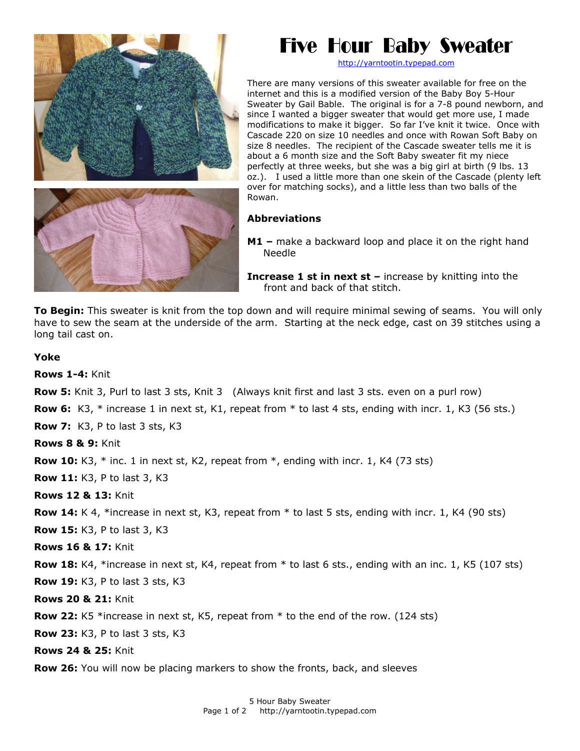# Five Hour Baby Sweater

http://yarntootin.typepad.com

There are many versions of this sweater available for free on the internet and this is a modified version of the Baby Boy 5-Hour Sweater by Gail Bable. The original is for a 7-8 pound newborn, and since I wanted a bigger sweater that would get more use, I made modifications to make it bigger. So far I've knit it twice. Once with Cascade 220 on size 10 needles and once with Rowan Soft Baby on size 8 needles. The recipient of the Cascade sweater tells me it is about a 6 month size and the Soft Baby sweater fit my niece perfectly at three weeks, but she was a big girl at birth (9 lbs. 13 oz.). I used a little more than one skein of the Cascade (plenty left over for matching socks), and a little less than two balls of the Rowan.

### Abbreviations

**M1 –** make a backward loop and place it on the right hand Needle

**Increase 1 st in next st –** increase by knitting into the front and back of that stitch.

**To Begin:** This sweater is knit from the top down and will require minimal sewing of seams. You will only have to sew the seam at the underside of the arm. Starting at the neck edge, cast on 39 stitches using a long tail cast on.

### Yoke

**Rows 1-4:** Knit

**Row 5:** Knit 3, Purl to last 3 sts, Knit 3 (Always knit first and last 3 sts. even on a purl row)

**Row 6:** K3, * increase 1 in next st, K1, repeat from * to last 4 sts, ending with incr. 1, K3 (56 sts.)

**Row 7:** K3, P to last 3 sts, K3

**Rows 8 & 9:** Knit

**Row 10:** K3, * inc. 1 in next st, K2, repeat from *, ending with incr. 1, K4 (73 sts)

**Row 11:** K3, P to last 3, K3

**Rows 12 & 13:** Knit

**Row 14:** K 4, *increase in next st, K3, repeat from * to last 5 sts, ending with incr. 1, K4 (90 sts)

**Row 15:** K3, P to last 3, K3

**Rows 16 & 17:** Knit

**Row 18:** K4, *increase in next st, K4, repeat from * to last 6 sts., ending with an inc. 1, K5 (107 sts)

**Row 19:** K3, P to last 3 sts, K3

**Rows 20 & 21:** Knit

**Row 22:** K5 *increase in next st, K5, repeat from * to the end of the row. (124 sts)

**Row 23:** K3, P to last 3 sts, K3

**Rows 24 & 25:** Knit

**Row 26:** You will now be placing markers to show the fronts, back, and sleeves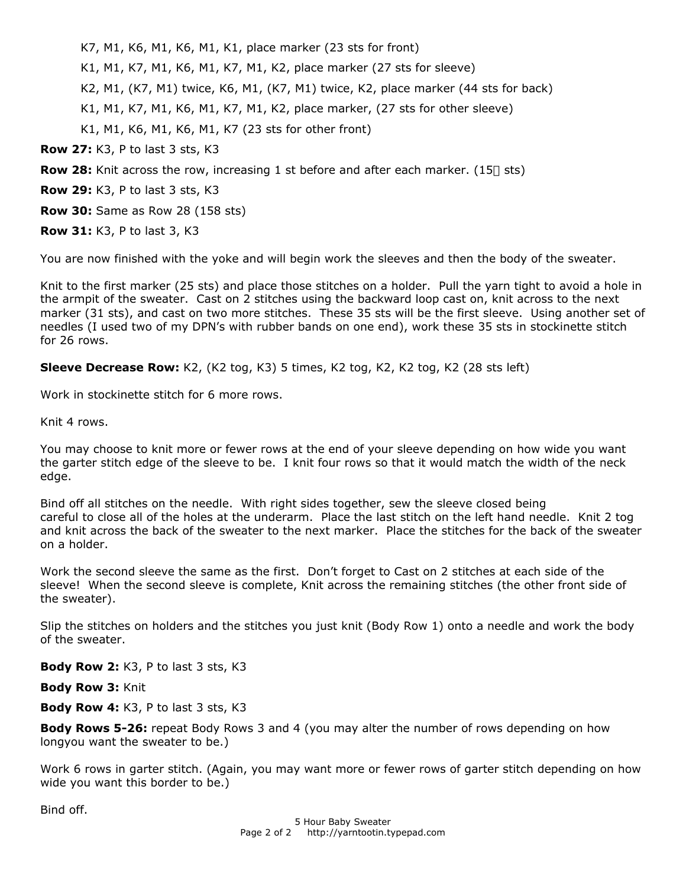K7, M1, K6, M1, K6, M1, K1, place marker (23 sts for front)

K1, M1, K7, M1, K6, M1, K7, M1, K2, place marker (27 sts for sleeve)

K2, M1, (K7, M1) twice, K6, M1, (K7, M1) twice, K2, place marker (44 sts for back)

K1, M1, K7, M1, K6, M1, K7, M1, K2, place marker, (27 sts for other sleeve)

K1, M1, K6, M1, K6, M1, K7 (23 sts for other front)

**Row 27:** K3, P to last 3 sts, K3

**Row 28:** Knit across the row, increasing 1 st before and after each marker. (15 sts)

**Row 29:** K3, P to last 3 sts, K3

**Row 30:** Same as Row 28 (158 sts)

**Row 31:** K3, P to last 3, K3

You are now finished with the yoke and will begin work the sleeves and then the body of the sweater.

Knit to the first marker (25 sts) and place those stitches on a holder. Pull the yarn tight to avoid a hole in the armpit of the sweater. Cast on 2 stitches using the backward loop cast on, knit across to the next marker (31 sts), and cast on two more stitches. These 35 sts will be the first sleeve. Using another set of needles (I used two of my DPN's with rubber bands on one end), work these 35 sts in stockinette stitch for 26 rows.

**Sleeve Decrease Row:** K2, (K2 tog, K3) 5 times, K2 tog, K2, K2 tog, K2 (28 sts left)

Work in stockinette stitch for 6 more rows.

Knit 4 rows.

You may choose to knit more or fewer rows at the end of your sleeve depending on how wide you want the garter stitch edge of the sleeve to be. I knit four rows so that it would match the width of the neck edge.

Bind off all stitches on the needle. With right sides together, sew the sleeve closed being careful to close all of the holes at the underarm. Place the last stitch on the left hand needle. Knit 2 tog and knit across the back of the sweater to the next marker. Place the stitches for the back of the sweater on a holder.

Work the second sleeve the same as the first. Don't forget to Cast on 2 stitches at each side of the sleeve! When the second sleeve is complete, Knit across the remaining stitches (the other front side of the sweater).

Slip the stitches on holders and the stitches you just knit (Body Row 1) onto a needle and work the body of the sweater.

**Body Row 2:** K3, P to last 3 sts, K3

**Body Row 3:** Knit

**Body Row 4:** K3, P to last 3 sts, K3

**Body Rows 5-26:** repeat Body Rows 3 and 4 (you may alter the number of rows depending on how longyou want the sweater to be.)

Work 6 rows in garter stitch. (Again, you may want more or fewer rows of garter stitch depending on how wide you want this border to be.)

Bind off.